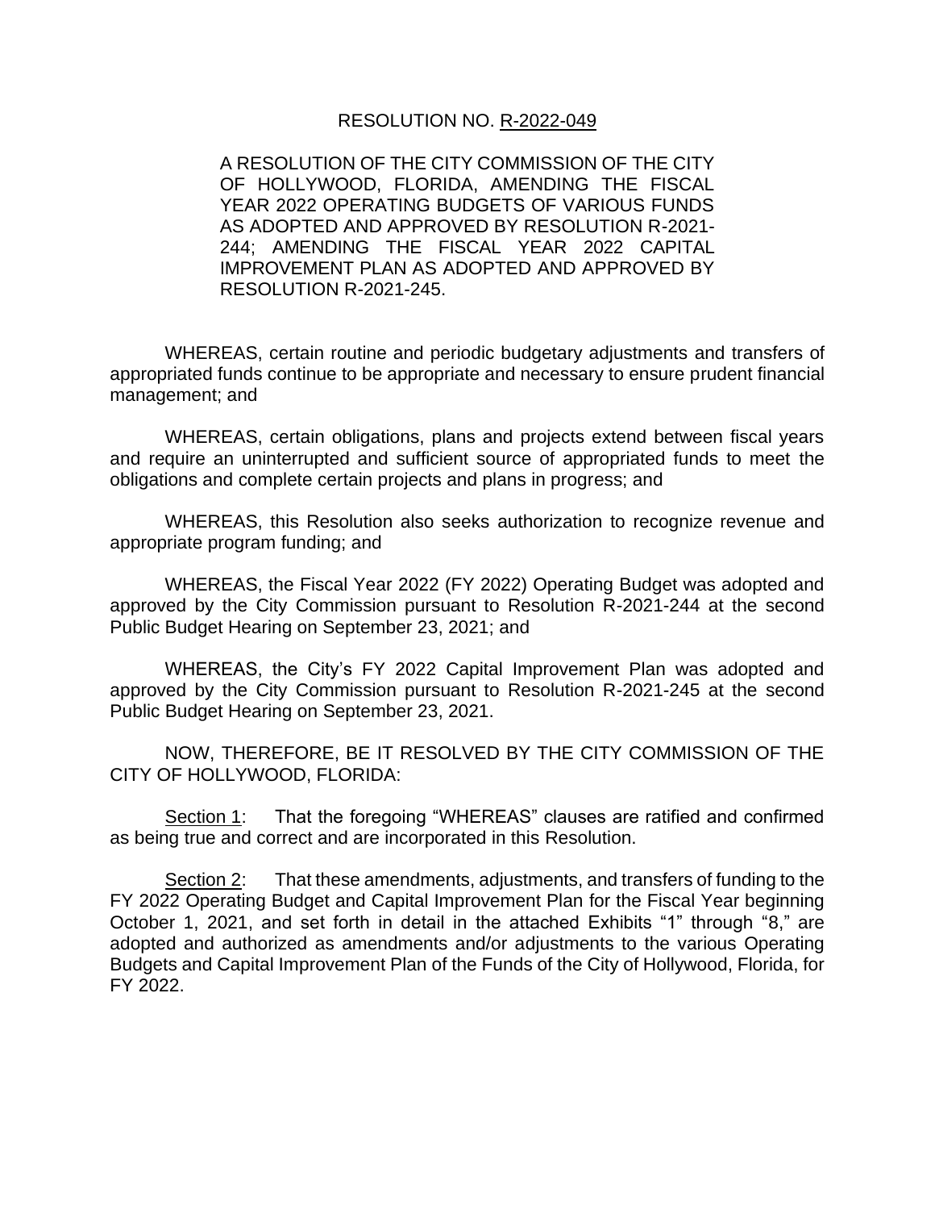RESOLUTION NO. <u>R-2022-049</u>

A RESOLUTION OF THE CITY COMMISSION OF THE CITY OF HOLLYWOOD, FLORIDA, AMENDING THE FISCAL YEAR 2022 OPERATING BUDGETS OF VARIOUS FUNDS AS ADOPTED AND APPROVED BY RESOLUTION R-2021-244; AMENDING THE FISCAL YEAR 2022 CAPITAL IMPROVEMENT PLAN AS ADOPTED AND APPROVED BY RESOLUTION R-2021-245.

WHEREAS, certain routine and periodic budgetary adjustments and transfers of appropriated funds continue to be appropriate and necessary to ensure prudent financial management; and

WHEREAS, certain obligations, plans and projects extend between fiscal years and require an uninterrupted and sufficient source of appropriated funds to meet the obligations and complete certain projects and plans in progress; and

WHEREAS, this Resolution also seeks authorization to recognize revenue and appropriate program funding; and

WHEREAS, the Fiscal Year 2022 (FY 2022) Operating Budget was adopted and approved by the City Commission pursuant to Resolution R-2021-244 at the second Public Budget Hearing on September 23, 2021; and

WHEREAS, the City's FY 2022 Capital Improvement Plan was adopted and approved by the City Commission pursuant to Resolution R-2021-245 at the second Public Budget Hearing on September 23, 2021.

NOW, THEREFORE, BE IT RESOLVED BY THE CITY COMMISSION OF THE CITY OF HOLLYWOOD, FLORIDA:

<u>Section 1</u>: That the foregoing "WHEREAS" clauses are ratified and confirmed as being true and correct and are incorporated in this Resolution.

<u>Section 2</u>: That these amendments, adjustments, and transfers of funding to the FY 2022 Operating Budget and Capital Improvement Plan for the Fiscal Year beginning October 1, 2021, and set forth in detail in the attached Exhibits "1" through "8," are adopted and authorized as amendments and/or adjustments to the various Operating Budgets and Capital Improvement Plan of the Funds of the City of Hollywood, Florida, for FY 2022.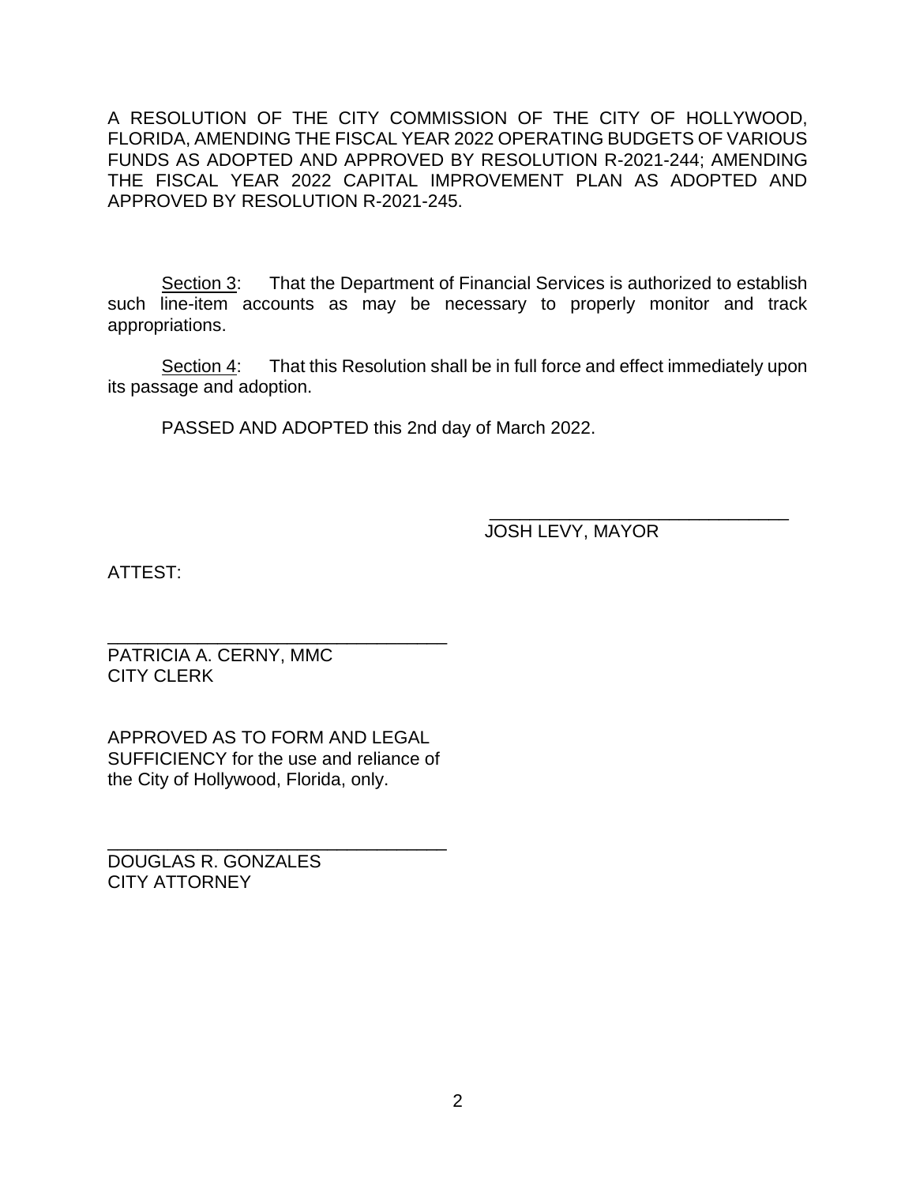A RESOLUTION OF THE CITY COMMISSION OF THE CITY OF HOLLYWOOD, FLORIDA, AMENDING THE FISCAL YEAR 2022 OPERATING BUDGETS OF VARIOUS FUNDS AS ADOPTED AND APPROVED BY RESOLUTION R-2021-244; AMENDING THE FISCAL YEAR 2022 CAPITAL IMPROVEMENT PLAN AS ADOPTED AND APPROVED BY RESOLUTION R-2021-245.

<u>Section 3</u>: That the Department of Financial Services is authorized to establish such line-item accounts as may be necessary to properly monitor and track appropriations.

<u>Section 4</u>: That this Resolution shall be in full force and effect immediately upon its passage and adoption.

PASSED AND ADOPTED this 2nd day of March 2022.

______________________________
JOSH LEVY, MAYOR

ATTEST:

______________________________
PATRICIA A. CERNY, MMC
CITY CLERK

APPROVED AS TO FORM AND LEGAL SUFFICIENCY for the use and reliance of the City of Hollywood, Florida, only.

______________________________
DOUGLAS R. GONZALES
CITY ATTORNEY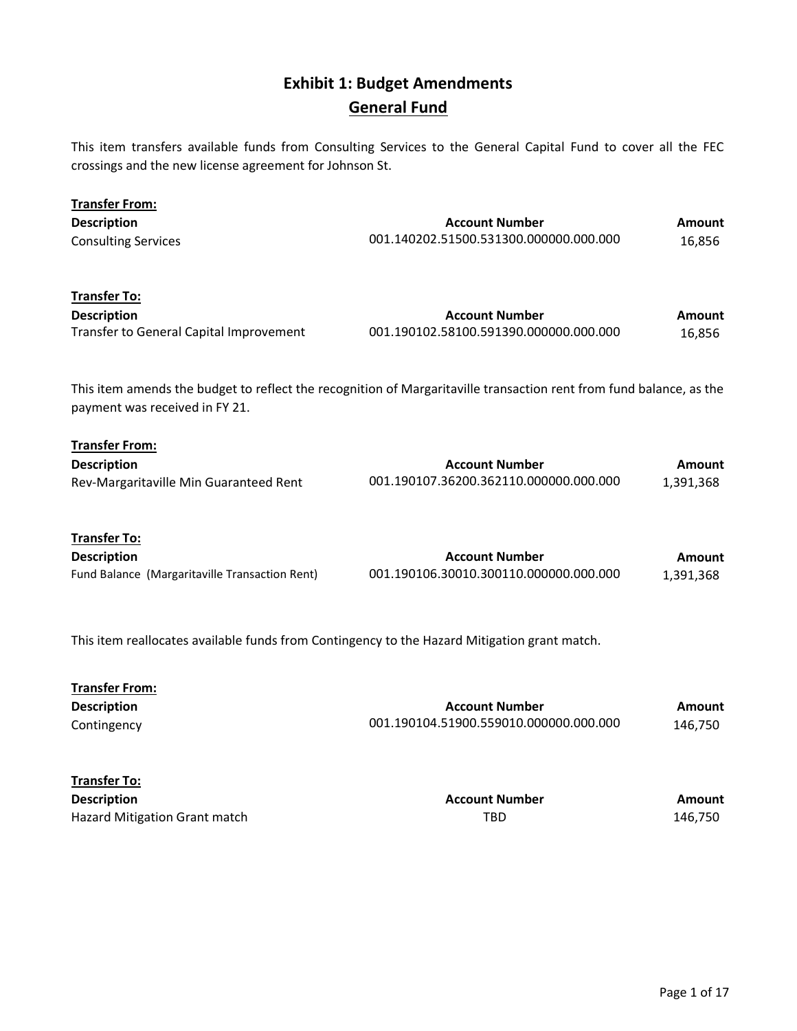# Exhibit 1: Budget Amendments

## General Fund

This item transfers available funds from Consulting Services to the General Capital Fund to cover all the FEC crossings and the new license agreement for Johnson St.

**Transfer From:**

| Description | Account Number | Amount |
|---|---|---|
| Consulting Services | 001.140202.51500.531300.000000.000.000 | 16,856 |

**Transfer To:**

| Description | Account Number | Amount |
|---|---|---|
| Transfer to General Capital Improvement | 001.190102.58100.591390.000000.000.000 | 16,856 |

This item amends the budget to reflect the recognition of Margaritaville transaction rent from fund balance, as the payment was received in FY 21.

**Transfer From:**

| Description | Account Number | Amount |
|---|---|---|
| Rev-Margaritaville Min Guaranteed Rent | 001.190107.36200.362110.000000.000.000 | 1,391,368 |

**Transfer To:**

| Description | Account Number | Amount |
|---|---|---|
| Fund Balance (Margaritaville Transaction Rent) | 001.190106.30010.300110.000000.000.000 | 1,391,368 |

This item reallocates available funds from Contingency to the Hazard Mitigation grant match.

**Transfer From:**

| Description | Account Number | Amount |
|---|---|---|
| Contingency | 001.190104.51900.559010.000000.000.000 | 146,750 |

**Transfer To:**

| Description | Account Number | Amount |
|---|---|---|
| Hazard Mitigation Grant match | TBD | 146,750 |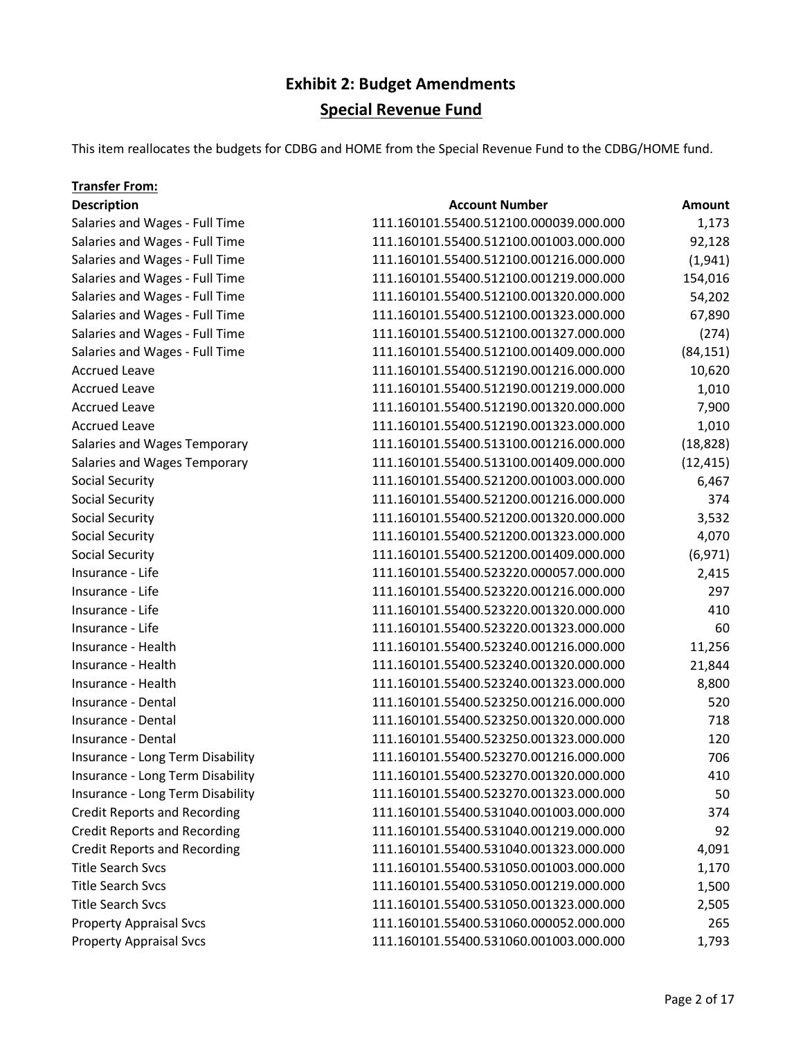# Exhibit 2: Budget Amendments

## Special Revenue Fund

This item reallocates the budgets for CDBG and HOME from the Special Revenue Fund to the CDBG/HOME fund.

**Transfer From:**

| Description | Account Number | Amount |
|---|---|---|
| Salaries and Wages - Full Time | 111.160101.55400.512100.000039.000.000 | 1,173 |
| Salaries and Wages - Full Time | 111.160101.55400.512100.001003.000.000 | 92,128 |
| Salaries and Wages - Full Time | 111.160101.55400.512100.001216.000.000 | (1,941) |
| Salaries and Wages - Full Time | 111.160101.55400.512100.001219.000.000 | 154,016 |
| Salaries and Wages - Full Time | 111.160101.55400.512100.001320.000.000 | 54,202 |
| Salaries and Wages - Full Time | 111.160101.55400.512100.001323.000.000 | 67,890 |
| Salaries and Wages - Full Time | 111.160101.55400.512100.001327.000.000 | (274) |
| Salaries and Wages - Full Time | 111.160101.55400.512100.001409.000.000 | (84,151) |
| Accrued Leave | 111.160101.55400.512190.001216.000.000 | 10,620 |
| Accrued Leave | 111.160101.55400.512190.001219.000.000 | 1,010 |
| Accrued Leave | 111.160101.55400.512190.001320.000.000 | 7,900 |
| Accrued Leave | 111.160101.55400.512190.001323.000.000 | 1,010 |
| Salaries and Wages Temporary | 111.160101.55400.513100.001216.000.000 | (18,828) |
| Salaries and Wages Temporary | 111.160101.55400.513100.001409.000.000 | (12,415) |
| Social Security | 111.160101.55400.521200.001003.000.000 | 6,467 |
| Social Security | 111.160101.55400.521200.001216.000.000 | 374 |
| Social Security | 111.160101.55400.521200.001320.000.000 | 3,532 |
| Social Security | 111.160101.55400.521200.001323.000.000 | 4,070 |
| Social Security | 111.160101.55400.521200.001409.000.000 | (6,971) |
| Insurance - Life | 111.160101.55400.523220.000057.000.000 | 2,415 |
| Insurance - Life | 111.160101.55400.523220.001216.000.000 | 297 |
| Insurance - Life | 111.160101.55400.523220.001320.000.000 | 410 |
| Insurance - Life | 111.160101.55400.523220.001323.000.000 | 60 |
| Insurance - Health | 111.160101.55400.523240.001216.000.000 | 11,256 |
| Insurance - Health | 111.160101.55400.523240.001320.000.000 | 21,844 |
| Insurance - Health | 111.160101.55400.523240.001323.000.000 | 8,800 |
| Insurance - Dental | 111.160101.55400.523250.001216.000.000 | 520 |
| Insurance - Dental | 111.160101.55400.523250.001320.000.000 | 718 |
| Insurance - Dental | 111.160101.55400.523250.001323.000.000 | 120 |
| Insurance - Long Term Disability | 111.160101.55400.523270.001216.000.000 | 706 |
| Insurance - Long Term Disability | 111.160101.55400.523270.001320.000.000 | 410 |
| Insurance - Long Term Disability | 111.160101.55400.523270.001323.000.000 | 50 |
| Credit Reports and Recording | 111.160101.55400.531040.001003.000.000 | 374 |
| Credit Reports and Recording | 111.160101.55400.531040.001219.000.000 | 92 |
| Credit Reports and Recording | 111.160101.55400.531040.001323.000.000 | 4,091 |
| Title Search Svcs | 111.160101.55400.531050.001003.000.000 | 1,170 |
| Title Search Svcs | 111.160101.55400.531050.001219.000.000 | 1,500 |
| Title Search Svcs | 111.160101.55400.531050.001323.000.000 | 2,505 |
| Property Appraisal Svcs | 111.160101.55400.531060.000052.000.000 | 265 |
| Property Appraisal Svcs | 111.160101.55400.531060.001003.000.000 | 1,793 |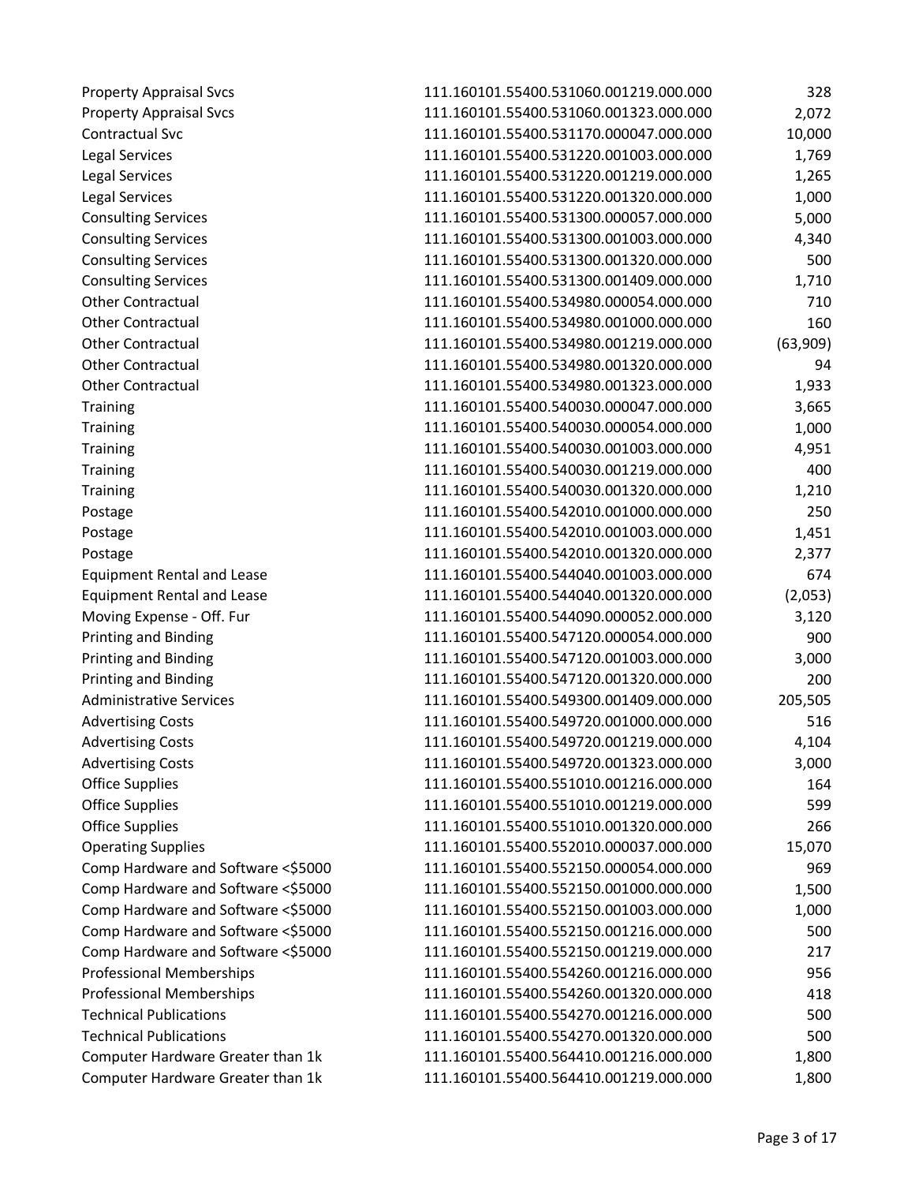| | | |
|---|---|---|
| Property Appraisal Svcs | 111.160101.55400.531060.001219.000.000 | 328 |
| Property Appraisal Svcs | 111.160101.55400.531060.001323.000.000 | 2,072 |
| Contractual Svc | 111.160101.55400.531170.000047.000.000 | 10,000 |
| Legal Services | 111.160101.55400.531220.001003.000.000 | 1,769 |
| Legal Services | 111.160101.55400.531220.001219.000.000 | 1,265 |
| Legal Services | 111.160101.55400.531220.001320.000.000 | 1,000 |
| Consulting Services | 111.160101.55400.531300.000057.000.000 | 5,000 |
| Consulting Services | 111.160101.55400.531300.001003.000.000 | 4,340 |
| Consulting Services | 111.160101.55400.531300.001320.000.000 | 500 |
| Consulting Services | 111.160101.55400.531300.001409.000.000 | 1,710 |
| Other Contractual | 111.160101.55400.534980.000054.000.000 | 710 |
| Other Contractual | 111.160101.55400.534980.001000.000.000 | 160 |
| Other Contractual | 111.160101.55400.534980.001219.000.000 | (63,909) |
| Other Contractual | 111.160101.55400.534980.001320.000.000 | 94 |
| Other Contractual | 111.160101.55400.534980.001323.000.000 | 1,933 |
| Training | 111.160101.55400.540030.000047.000.000 | 3,665 |
| Training | 111.160101.55400.540030.000054.000.000 | 1,000 |
| Training | 111.160101.55400.540030.001003.000.000 | 4,951 |
| Training | 111.160101.55400.540030.001219.000.000 | 400 |
| Training | 111.160101.55400.540030.001320.000.000 | 1,210 |
| Postage | 111.160101.55400.542010.001000.000.000 | 250 |
| Postage | 111.160101.55400.542010.001003.000.000 | 1,451 |
| Postage | 111.160101.55400.542010.001320.000.000 | 2,377 |
| Equipment Rental and Lease | 111.160101.55400.544040.001003.000.000 | 674 |
| Equipment Rental and Lease | 111.160101.55400.544040.001320.000.000 | (2,053) |
| Moving Expense - Off. Fur | 111.160101.55400.544090.000052.000.000 | 3,120 |
| Printing and Binding | 111.160101.55400.547120.000054.000.000 | 900 |
| Printing and Binding | 111.160101.55400.547120.001003.000.000 | 3,000 |
| Printing and Binding | 111.160101.55400.547120.001320.000.000 | 200 |
| Administrative Services | 111.160101.55400.549300.001409.000.000 | 205,505 |
| Advertising Costs | 111.160101.55400.549720.001000.000.000 | 516 |
| Advertising Costs | 111.160101.55400.549720.001219.000.000 | 4,104 |
| Advertising Costs | 111.160101.55400.549720.001323.000.000 | 3,000 |
| Office Supplies | 111.160101.55400.551010.001216.000.000 | 164 |
| Office Supplies | 111.160101.55400.551010.001219.000.000 | 599 |
| Office Supplies | 111.160101.55400.551010.001320.000.000 | 266 |
| Operating Supplies | 111.160101.55400.552010.000037.000.000 | 15,070 |
| Comp Hardware and Software <$5000 | 111.160101.55400.552150.000054.000.000 | 969 |
| Comp Hardware and Software <$5000 | 111.160101.55400.552150.001000.000.000 | 1,500 |
| Comp Hardware and Software <$5000 | 111.160101.55400.552150.001003.000.000 | 1,000 |
| Comp Hardware and Software <$5000 | 111.160101.55400.552150.001216.000.000 | 500 |
| Comp Hardware and Software <$5000 | 111.160101.55400.552150.001219.000.000 | 217 |
| Professional Memberships | 111.160101.55400.554260.001216.000.000 | 956 |
| Professional Memberships | 111.160101.55400.554260.001320.000.000 | 418 |
| Technical Publications | 111.160101.55400.554270.001216.000.000 | 500 |
| Technical Publications | 111.160101.55400.554270.001320.000.000 | 500 |
| Computer Hardware Greater than 1k | 111.160101.55400.564410.001216.000.000 | 1,800 |
| Computer Hardware Greater than 1k | 111.160101.55400.564410.001219.000.000 | 1,800 |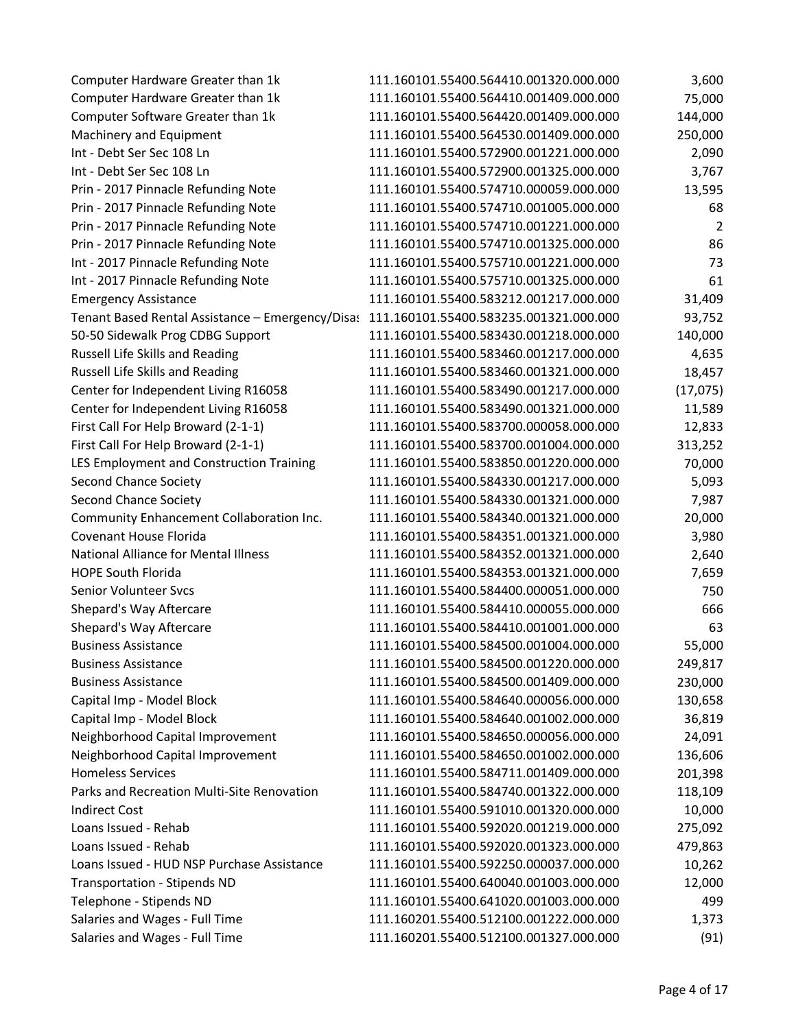| | | |
|---|---|---|
| Computer Hardware Greater than 1k | 111.160101.55400.564410.001320.000.000 | 3,600 |
| Computer Hardware Greater than 1k | 111.160101.55400.564410.001409.000.000 | 75,000 |
| Computer Software Greater than 1k | 111.160101.55400.564420.001409.000.000 | 144,000 |
| Machinery and Equipment | 111.160101.55400.564530.001409.000.000 | 250,000 |
| Int - Debt Ser Sec 108 Ln | 111.160101.55400.572900.001221.000.000 | 2,090 |
| Int - Debt Ser Sec 108 Ln | 111.160101.55400.572900.001325.000.000 | 3,767 |
| Prin - 2017 Pinnacle Refunding Note | 111.160101.55400.574710.000059.000.000 | 13,595 |
| Prin - 2017 Pinnacle Refunding Note | 111.160101.55400.574710.001005.000.000 | 68 |
| Prin - 2017 Pinnacle Refunding Note | 111.160101.55400.574710.001221.000.000 | 2 |
| Prin - 2017 Pinnacle Refunding Note | 111.160101.55400.574710.001325.000.000 | 86 |
| Int - 2017 Pinnacle Refunding Note | 111.160101.55400.575710.001221.000.000 | 73 |
| Int - 2017 Pinnacle Refunding Note | 111.160101.55400.575710.001325.000.000 | 61 |
| Emergency Assistance | 111.160101.55400.583212.001217.000.000 | 31,409 |
| Tenant Based Rental Assistance – Emergency/Disas | 111.160101.55400.583235.001321.000.000 | 93,752 |
| 50-50 Sidewalk Prog CDBG Support | 111.160101.55400.583430.001218.000.000 | 140,000 |
| Russell Life Skills and Reading | 111.160101.55400.583460.001217.000.000 | 4,635 |
| Russell Life Skills and Reading | 111.160101.55400.583460.001321.000.000 | 18,457 |
| Center for Independent Living R16058 | 111.160101.55400.583490.001217.000.000 | (17,075) |
| Center for Independent Living R16058 | 111.160101.55400.583490.001321.000.000 | 11,589 |
| First Call For Help Broward (2-1-1) | 111.160101.55400.583700.000058.000.000 | 12,833 |
| First Call For Help Broward (2-1-1) | 111.160101.55400.583700.001004.000.000 | 313,252 |
| LES Employment and Construction Training | 111.160101.55400.583850.001220.000.000 | 70,000 |
| Second Chance Society | 111.160101.55400.584330.001217.000.000 | 5,093 |
| Second Chance Society | 111.160101.55400.584330.001321.000.000 | 7,987 |
| Community Enhancement Collaboration Inc. | 111.160101.55400.584340.001321.000.000 | 20,000 |
| Covenant House Florida | 111.160101.55400.584351.001321.000.000 | 3,980 |
| National Alliance for Mental Illness | 111.160101.55400.584352.001321.000.000 | 2,640 |
| HOPE South Florida | 111.160101.55400.584353.001321.000.000 | 7,659 |
| Senior Volunteer Svcs | 111.160101.55400.584400.000051.000.000 | 750 |
| Shepard's Way Aftercare | 111.160101.55400.584410.000055.000.000 | 666 |
| Shepard's Way Aftercare | 111.160101.55400.584410.001001.000.000 | 63 |
| Business Assistance | 111.160101.55400.584500.001004.000.000 | 55,000 |
| Business Assistance | 111.160101.55400.584500.001220.000.000 | 249,817 |
| Business Assistance | 111.160101.55400.584500.001409.000.000 | 230,000 |
| Capital Imp - Model Block | 111.160101.55400.584640.000056.000.000 | 130,658 |
| Capital Imp - Model Block | 111.160101.55400.584640.001002.000.000 | 36,819 |
| Neighborhood Capital Improvement | 111.160101.55400.584650.000056.000.000 | 24,091 |
| Neighborhood Capital Improvement | 111.160101.55400.584650.001002.000.000 | 136,606 |
| Homeless Services | 111.160101.55400.584711.001409.000.000 | 201,398 |
| Parks and Recreation Multi-Site Renovation | 111.160101.55400.584740.001322.000.000 | 118,109 |
| Indirect Cost | 111.160101.55400.591010.001320.000.000 | 10,000 |
| Loans Issued - Rehab | 111.160101.55400.592020.001219.000.000 | 275,092 |
| Loans Issued - Rehab | 111.160101.55400.592020.001323.000.000 | 479,863 |
| Loans Issued - HUD NSP Purchase Assistance | 111.160101.55400.592250.000037.000.000 | 10,262 |
| Transportation - Stipends ND | 111.160101.55400.640040.001003.000.000 | 12,000 |
| Telephone - Stipends ND | 111.160101.55400.641020.001003.000.000 | 499 |
| Salaries and Wages - Full Time | 111.160201.55400.512100.001222.000.000 | 1,373 |
| Salaries and Wages - Full Time | 111.160201.55400.512100.001327.000.000 | (91) |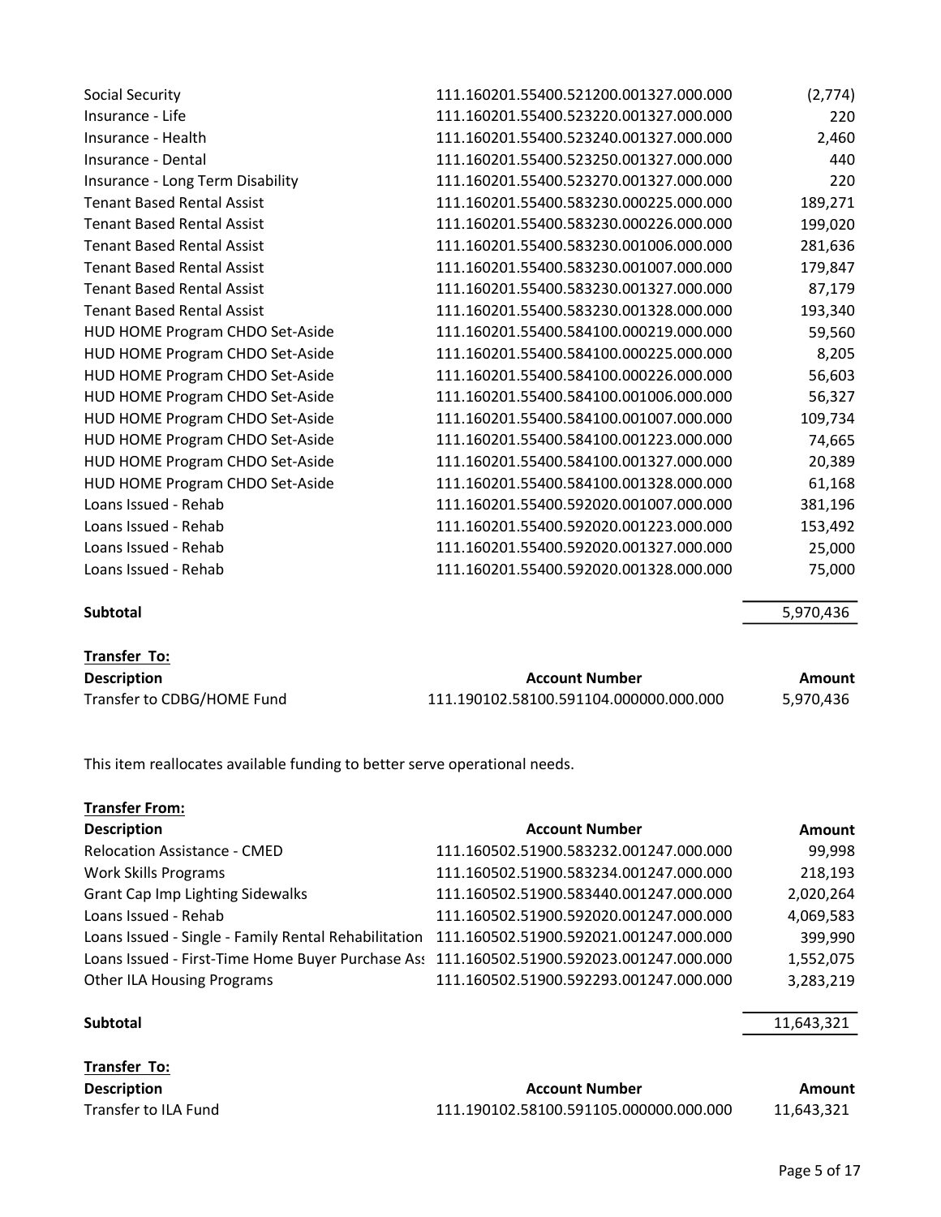| Description | Account Number | Amount |
|---|---|---|
| Social Security | 111.160201.55400.521200.001327.000.000 | (2,774) |
| Insurance - Life | 111.160201.55400.523220.001327.000.000 | 220 |
| Insurance - Health | 111.160201.55400.523240.001327.000.000 | 2,460 |
| Insurance - Dental | 111.160201.55400.523250.001327.000.000 | 440 |
| Insurance - Long Term Disability | 111.160201.55400.523270.001327.000.000 | 220 |
| Tenant Based Rental Assist | 111.160201.55400.583230.000225.000.000 | 189,271 |
| Tenant Based Rental Assist | 111.160201.55400.583230.000226.000.000 | 199,020 |
| Tenant Based Rental Assist | 111.160201.55400.583230.001006.000.000 | 281,636 |
| Tenant Based Rental Assist | 111.160201.55400.583230.001007.000.000 | 179,847 |
| Tenant Based Rental Assist | 111.160201.55400.583230.001327.000.000 | 87,179 |
| Tenant Based Rental Assist | 111.160201.55400.583230.001328.000.000 | 193,340 |
| HUD HOME Program CHDO Set-Aside | 111.160201.55400.584100.000219.000.000 | 59,560 |
| HUD HOME Program CHDO Set-Aside | 111.160201.55400.584100.000225.000.000 | 8,205 |
| HUD HOME Program CHDO Set-Aside | 111.160201.55400.584100.000226.000.000 | 56,603 |
| HUD HOME Program CHDO Set-Aside | 111.160201.55400.584100.001006.000.000 | 56,327 |
| HUD HOME Program CHDO Set-Aside | 111.160201.55400.584100.001007.000.000 | 109,734 |
| HUD HOME Program CHDO Set-Aside | 111.160201.55400.584100.001223.000.000 | 74,665 |
| HUD HOME Program CHDO Set-Aside | 111.160201.55400.584100.001327.000.000 | 20,389 |
| HUD HOME Program CHDO Set-Aside | 111.160201.55400.584100.001328.000.000 | 61,168 |
| Loans Issued - Rehab | 111.160201.55400.592020.001007.000.000 | 381,196 |
| Loans Issued - Rehab | 111.160201.55400.592020.001223.000.000 | 153,492 |
| Loans Issued - Rehab | 111.160201.55400.592020.001327.000.000 | 25,000 |
| Loans Issued - Rehab | 111.160201.55400.592020.001328.000.000 | 75,000 |
| **Subtotal** | | 5,970,436 |

**Transfer To:**

| Description | Account Number | Amount |
|---|---|---|
| Transfer to CDBG/HOME Fund | 111.190102.58100.591104.000000.000.000 | 5,970,436 |

This item reallocates available funding to better serve operational needs.

**Transfer From:**

| Description | Account Number | Amount |
|---|---|---|
| Relocation Assistance - CMED | 111.160502.51900.583232.001247.000.000 | 99,998 |
| Work Skills Programs | 111.160502.51900.583234.001247.000.000 | 218,193 |
| Grant Cap Imp Lighting Sidewalks | 111.160502.51900.583440.001247.000.000 | 2,020,264 |
| Loans Issued - Rehab | 111.160502.51900.592020.001247.000.000 | 4,069,583 |
| Loans Issued - Single - Family Rental Rehabilitation | 111.160502.51900.592021.001247.000.000 | 399,990 |
| Loans Issued - First-Time Home Buyer Purchase Ass | 111.160502.51900.592023.001247.000.000 | 1,552,075 |
| Other ILA Housing Programs | 111.160502.51900.592293.001247.000.000 | 3,283,219 |
| **Subtotal** | | 11,643,321 |

**Transfer To:**

| Description | Account Number | Amount |
|---|---|---|
| Transfer to ILA Fund | 111.190102.58100.591105.000000.000.000 | 11,643,321 |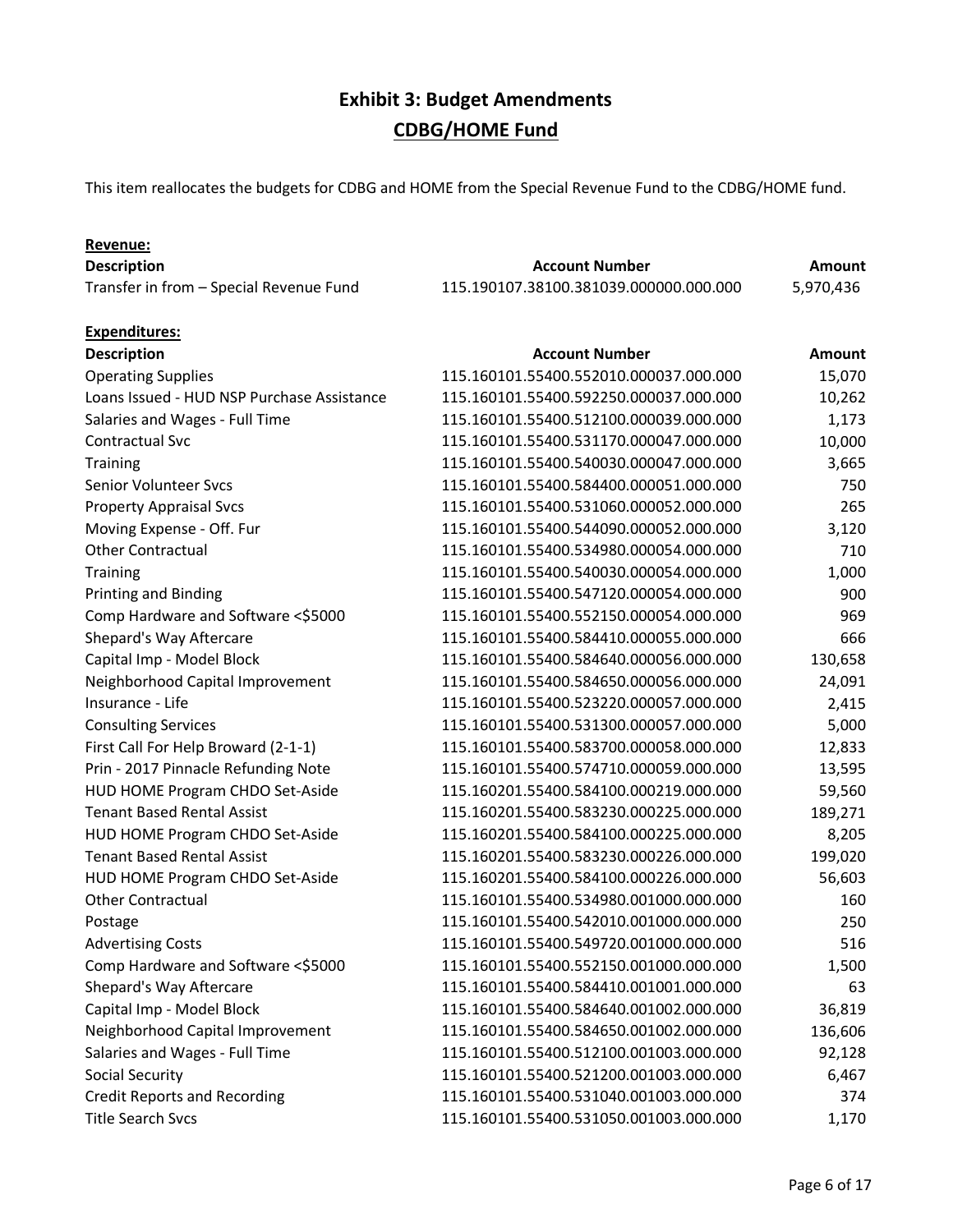# Exhibit 3: Budget Amendments

## CDBG/HOME Fund

This item reallocates the budgets for CDBG and HOME from the Special Revenue Fund to the CDBG/HOME fund.

**Revenue:**

| Description | Account Number | Amount |
|---|---|---|
| Transfer in from – Special Revenue Fund | 115.190107.38100.381039.000000.000.000 | 5,970,436 |

**Expenditures:**

| Description | Account Number | Amount |
|---|---|---|
| Operating Supplies | 115.160101.55400.552010.000037.000.000 | 15,070 |
| Loans Issued - HUD NSP Purchase Assistance | 115.160101.55400.592250.000037.000.000 | 10,262 |
| Salaries and Wages - Full Time | 115.160101.55400.512100.000039.000.000 | 1,173 |
| Contractual Svc | 115.160101.55400.531170.000047.000.000 | 10,000 |
| Training | 115.160101.55400.540030.000047.000.000 | 3,665 |
| Senior Volunteer Svcs | 115.160101.55400.584400.000051.000.000 | 750 |
| Property Appraisal Svcs | 115.160101.55400.531060.000052.000.000 | 265 |
| Moving Expense - Off. Fur | 115.160101.55400.544090.000052.000.000 | 3,120 |
| Other Contractual | 115.160101.55400.534980.000054.000.000 | 710 |
| Training | 115.160101.55400.540030.000054.000.000 | 1,000 |
| Printing and Binding | 115.160101.55400.547120.000054.000.000 | 900 |
| Comp Hardware and Software <$5000 | 115.160101.55400.552150.000054.000.000 | 969 |
| Shepard's Way Aftercare | 115.160101.55400.584410.000055.000.000 | 666 |
| Capital Imp - Model Block | 115.160101.55400.584640.000056.000.000 | 130,658 |
| Neighborhood Capital Improvement | 115.160101.55400.584650.000056.000.000 | 24,091 |
| Insurance - Life | 115.160101.55400.523220.000057.000.000 | 2,415 |
| Consulting Services | 115.160101.55400.531300.000057.000.000 | 5,000 |
| First Call For Help Broward (2-1-1) | 115.160101.55400.583700.000058.000.000 | 12,833 |
| Prin - 2017 Pinnacle Refunding Note | 115.160101.55400.574710.000059.000.000 | 13,595 |
| HUD HOME Program CHDO Set-Aside | 115.160201.55400.584100.000219.000.000 | 59,560 |
| Tenant Based Rental Assist | 115.160201.55400.583230.000225.000.000 | 189,271 |
| HUD HOME Program CHDO Set-Aside | 115.160201.55400.584100.000225.000.000 | 8,205 |
| Tenant Based Rental Assist | 115.160201.55400.583230.000226.000.000 | 199,020 |
| HUD HOME Program CHDO Set-Aside | 115.160201.55400.584100.000226.000.000 | 56,603 |
| Other Contractual | 115.160101.55400.534980.001000.000.000 | 160 |
| Postage | 115.160101.55400.542010.001000.000.000 | 250 |
| Advertising Costs | 115.160101.55400.549720.001000.000.000 | 516 |
| Comp Hardware and Software <$5000 | 115.160101.55400.552150.001000.000.000 | 1,500 |
| Shepard's Way Aftercare | 115.160101.55400.584410.001001.000.000 | 63 |
| Capital Imp - Model Block | 115.160101.55400.584640.001002.000.000 | 36,819 |
| Neighborhood Capital Improvement | 115.160101.55400.584650.001002.000.000 | 136,606 |
| Salaries and Wages - Full Time | 115.160101.55400.512100.001003.000.000 | 92,128 |
| Social Security | 115.160101.55400.521200.001003.000.000 | 6,467 |
| Credit Reports and Recording | 115.160101.55400.531040.001003.000.000 | 374 |
| Title Search Svcs | 115.160101.55400.531050.001003.000.000 | 1,170 |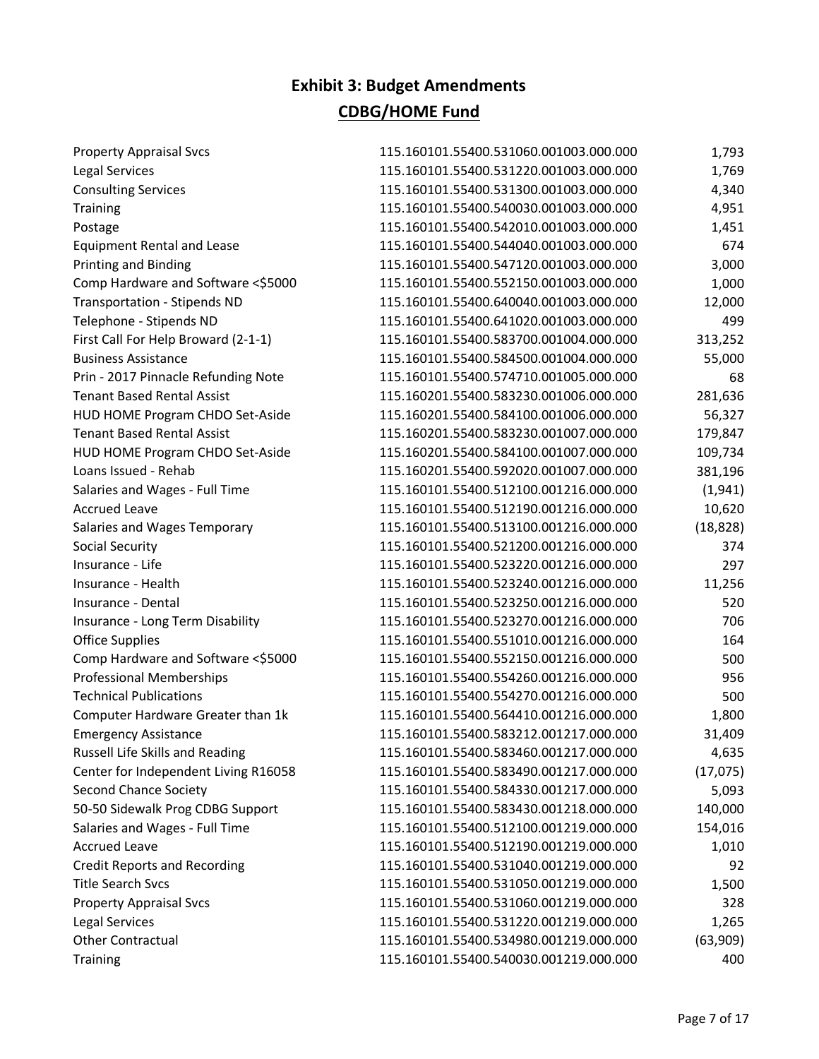# Exhibit 3: Budget Amendments

## CDBG/HOME Fund

| | | |
|---|---|---|
| Property Appraisal Svcs | 115.160101.55400.531060.001003.000.000 | 1,793 |
| Legal Services | 115.160101.55400.531220.001003.000.000 | 1,769 |
| Consulting Services | 115.160101.55400.531300.001003.000.000 | 4,340 |
| Training | 115.160101.55400.540030.001003.000.000 | 4,951 |
| Postage | 115.160101.55400.542010.001003.000.000 | 1,451 |
| Equipment Rental and Lease | 115.160101.55400.544040.001003.000.000 | 674 |
| Printing and Binding | 115.160101.55400.547120.001003.000.000 | 3,000 |
| Comp Hardware and Software <$5000 | 115.160101.55400.552150.001003.000.000 | 1,000 |
| Transportation - Stipends ND | 115.160101.55400.640040.001003.000.000 | 12,000 |
| Telephone - Stipends ND | 115.160101.55400.641020.001003.000.000 | 499 |
| First Call For Help Broward (2-1-1) | 115.160101.55400.583700.001004.000.000 | 313,252 |
| Business Assistance | 115.160101.55400.584500.001004.000.000 | 55,000 |
| Prin - 2017 Pinnacle Refunding Note | 115.160101.55400.574710.001005.000.000 | 68 |
| Tenant Based Rental Assist | 115.160201.55400.583230.001006.000.000 | 281,636 |
| HUD HOME Program CHDO Set-Aside | 115.160201.55400.584100.001006.000.000 | 56,327 |
| Tenant Based Rental Assist | 115.160201.55400.583230.001007.000.000 | 179,847 |
| HUD HOME Program CHDO Set-Aside | 115.160201.55400.584100.001007.000.000 | 109,734 |
| Loans Issued - Rehab | 115.160201.55400.592020.001007.000.000 | 381,196 |
| Salaries and Wages - Full Time | 115.160101.55400.512100.001216.000.000 | (1,941) |
| Accrued Leave | 115.160101.55400.512190.001216.000.000 | 10,620 |
| Salaries and Wages Temporary | 115.160101.55400.513100.001216.000.000 | (18,828) |
| Social Security | 115.160101.55400.521200.001216.000.000 | 374 |
| Insurance - Life | 115.160101.55400.523220.001216.000.000 | 297 |
| Insurance - Health | 115.160101.55400.523240.001216.000.000 | 11,256 |
| Insurance - Dental | 115.160101.55400.523250.001216.000.000 | 520 |
| Insurance - Long Term Disability | 115.160101.55400.523270.001216.000.000 | 706 |
| Office Supplies | 115.160101.55400.551010.001216.000.000 | 164 |
| Comp Hardware and Software <$5000 | 115.160101.55400.552150.001216.000.000 | 500 |
| Professional Memberships | 115.160101.55400.554260.001216.000.000 | 956 |
| Technical Publications | 115.160101.55400.554270.001216.000.000 | 500 |
| Computer Hardware Greater than 1k | 115.160101.55400.564410.001216.000.000 | 1,800 |
| Emergency Assistance | 115.160101.55400.583212.001217.000.000 | 31,409 |
| Russell Life Skills and Reading | 115.160101.55400.583460.001217.000.000 | 4,635 |
| Center for Independent Living R16058 | 115.160101.55400.583490.001217.000.000 | (17,075) |
| Second Chance Society | 115.160101.55400.584330.001217.000.000 | 5,093 |
| 50-50 Sidewalk Prog CDBG Support | 115.160101.55400.583430.001218.000.000 | 140,000 |
| Salaries and Wages - Full Time | 115.160101.55400.512100.001219.000.000 | 154,016 |
| Accrued Leave | 115.160101.55400.512190.001219.000.000 | 1,010 |
| Credit Reports and Recording | 115.160101.55400.531040.001219.000.000 | 92 |
| Title Search Svcs | 115.160101.55400.531050.001219.000.000 | 1,500 |
| Property Appraisal Svcs | 115.160101.55400.531060.001219.000.000 | 328 |
| Legal Services | 115.160101.55400.531220.001219.000.000 | 1,265 |
| Other Contractual | 115.160101.55400.534980.001219.000.000 | (63,909) |
| Training | 115.160101.55400.540030.001219.000.000 | 400 |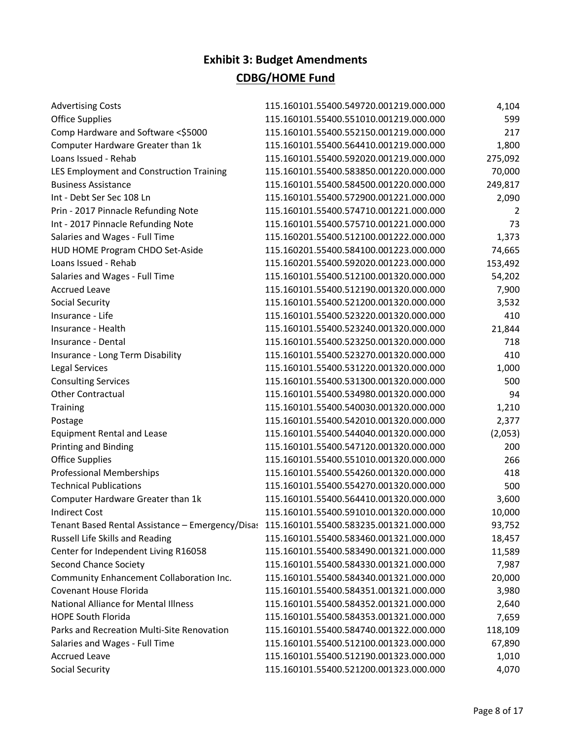# Exhibit 3: Budget Amendments

## CDBG/HOME Fund

| | | |
|---|---|---|
| Advertising Costs | 115.160101.55400.549720.001219.000.000 | 4,104 |
| Office Supplies | 115.160101.55400.551010.001219.000.000 | 599 |
| Comp Hardware and Software <$5000 | 115.160101.55400.552150.001219.000.000 | 217 |
| Computer Hardware Greater than 1k | 115.160101.55400.564410.001219.000.000 | 1,800 |
| Loans Issued - Rehab | 115.160101.55400.592020.001219.000.000 | 275,092 |
| LES Employment and Construction Training | 115.160101.55400.583850.001220.000.000 | 70,000 |
| Business Assistance | 115.160101.55400.584500.001220.000.000 | 249,817 |
| Int - Debt Ser Sec 108 Ln | 115.160101.55400.572900.001221.000.000 | 2,090 |
| Prin - 2017 Pinnacle Refunding Note | 115.160101.55400.574710.001221.000.000 | 2 |
| Int - 2017 Pinnacle Refunding Note | 115.160101.55400.575710.001221.000.000 | 73 |
| Salaries and Wages - Full Time | 115.160201.55400.512100.001222.000.000 | 1,373 |
| HUD HOME Program CHDO Set-Aside | 115.160201.55400.584100.001223.000.000 | 74,665 |
| Loans Issued - Rehab | 115.160201.55400.592020.001223.000.000 | 153,492 |
| Salaries and Wages - Full Time | 115.160101.55400.512100.001320.000.000 | 54,202 |
| Accrued Leave | 115.160101.55400.512190.001320.000.000 | 7,900 |
| Social Security | 115.160101.55400.521200.001320.000.000 | 3,532 |
| Insurance - Life | 115.160101.55400.523220.001320.000.000 | 410 |
| Insurance - Health | 115.160101.55400.523240.001320.000.000 | 21,844 |
| Insurance - Dental | 115.160101.55400.523250.001320.000.000 | 718 |
| Insurance - Long Term Disability | 115.160101.55400.523270.001320.000.000 | 410 |
| Legal Services | 115.160101.55400.531220.001320.000.000 | 1,000 |
| Consulting Services | 115.160101.55400.531300.001320.000.000 | 500 |
| Other Contractual | 115.160101.55400.534980.001320.000.000 | 94 |
| Training | 115.160101.55400.540030.001320.000.000 | 1,210 |
| Postage | 115.160101.55400.542010.001320.000.000 | 2,377 |
| Equipment Rental and Lease | 115.160101.55400.544040.001320.000.000 | (2,053) |
| Printing and Binding | 115.160101.55400.547120.001320.000.000 | 200 |
| Office Supplies | 115.160101.55400.551010.001320.000.000 | 266 |
| Professional Memberships | 115.160101.55400.554260.001320.000.000 | 418 |
| Technical Publications | 115.160101.55400.554270.001320.000.000 | 500 |
| Computer Hardware Greater than 1k | 115.160101.55400.564410.001320.000.000 | 3,600 |
| Indirect Cost | 115.160101.55400.591010.001320.000.000 | 10,000 |
| Tenant Based Rental Assistance – Emergency/Disas | 115.160101.55400.583235.001321.000.000 | 93,752 |
| Russell Life Skills and Reading | 115.160101.55400.583460.001321.000.000 | 18,457 |
| Center for Independent Living R16058 | 115.160101.55400.583490.001321.000.000 | 11,589 |
| Second Chance Society | 115.160101.55400.584330.001321.000.000 | 7,987 |
| Community Enhancement Collaboration Inc. | 115.160101.55400.584340.001321.000.000 | 20,000 |
| Covenant House Florida | 115.160101.55400.584351.001321.000.000 | 3,980 |
| National Alliance for Mental Illness | 115.160101.55400.584352.001321.000.000 | 2,640 |
| HOPE South Florida | 115.160101.55400.584353.001321.000.000 | 7,659 |
| Parks and Recreation Multi-Site Renovation | 115.160101.55400.584740.001322.000.000 | 118,109 |
| Salaries and Wages - Full Time | 115.160101.55400.512100.001323.000.000 | 67,890 |
| Accrued Leave | 115.160101.55400.512190.001323.000.000 | 1,010 |
| Social Security | 115.160101.55400.521200.001323.000.000 | 4,070 |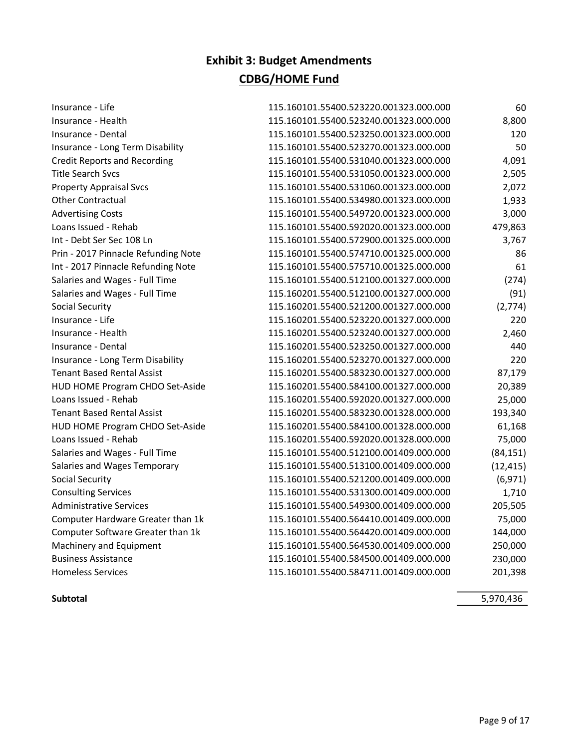## Exhibit 3: Budget Amendments

## CDBG/HOME Fund

| | | |
|---|---|---|
| Insurance - Life | 115.160101.55400.523220.001323.000.000 | 60 |
| Insurance - Health | 115.160101.55400.523240.001323.000.000 | 8,800 |
| Insurance - Dental | 115.160101.55400.523250.001323.000.000 | 120 |
| Insurance - Long Term Disability | 115.160101.55400.523270.001323.000.000 | 50 |
| Credit Reports and Recording | 115.160101.55400.531040.001323.000.000 | 4,091 |
| Title Search Svcs | 115.160101.55400.531050.001323.000.000 | 2,505 |
| Property Appraisal Svcs | 115.160101.55400.531060.001323.000.000 | 2,072 |
| Other Contractual | 115.160101.55400.534980.001323.000.000 | 1,933 |
| Advertising Costs | 115.160101.55400.549720.001323.000.000 | 3,000 |
| Loans Issued - Rehab | 115.160101.55400.592020.001323.000.000 | 479,863 |
| Int - Debt Ser Sec 108 Ln | 115.160101.55400.572900.001325.000.000 | 3,767 |
| Prin - 2017 Pinnacle Refunding Note | 115.160101.55400.574710.001325.000.000 | 86 |
| Int - 2017 Pinnacle Refunding Note | 115.160101.55400.575710.001325.000.000 | 61 |
| Salaries and Wages - Full Time | 115.160101.55400.512100.001327.000.000 | (274) |
| Salaries and Wages - Full Time | 115.160201.55400.512100.001327.000.000 | (91) |
| Social Security | 115.160201.55400.521200.001327.000.000 | (2,774) |
| Insurance - Life | 115.160201.55400.523220.001327.000.000 | 220 |
| Insurance - Health | 115.160201.55400.523240.001327.000.000 | 2,460 |
| Insurance - Dental | 115.160201.55400.523250.001327.000.000 | 440 |
| Insurance - Long Term Disability | 115.160201.55400.523270.001327.000.000 | 220 |
| Tenant Based Rental Assist | 115.160201.55400.583230.001327.000.000 | 87,179 |
| HUD HOME Program CHDO Set-Aside | 115.160201.55400.584100.001327.000.000 | 20,389 |
| Loans Issued - Rehab | 115.160201.55400.592020.001327.000.000 | 25,000 |
| Tenant Based Rental Assist | 115.160201.55400.583230.001328.000.000 | 193,340 |
| HUD HOME Program CHDO Set-Aside | 115.160201.55400.584100.001328.000.000 | 61,168 |
| Loans Issued - Rehab | 115.160201.55400.592020.001328.000.000 | 75,000 |
| Salaries and Wages - Full Time | 115.160101.55400.512100.001409.000.000 | (84,151) |
| Salaries and Wages Temporary | 115.160101.55400.513100.001409.000.000 | (12,415) |
| Social Security | 115.160101.55400.521200.001409.000.000 | (6,971) |
| Consulting Services | 115.160101.55400.531300.001409.000.000 | 1,710 |
| Administrative Services | 115.160101.55400.549300.001409.000.000 | 205,505 |
| Computer Hardware Greater than 1k | 115.160101.55400.564410.001409.000.000 | 75,000 |
| Computer Software Greater than 1k | 115.160101.55400.564420.001409.000.000 | 144,000 |
| Machinery and Equipment | 115.160101.55400.564530.001409.000.000 | 250,000 |
| Business Assistance | 115.160101.55400.584500.001409.000.000 | 230,000 |
| Homeless Services | 115.160101.55400.584711.001409.000.000 | 201,398 |
| **Subtotal** | | 5,970,436 |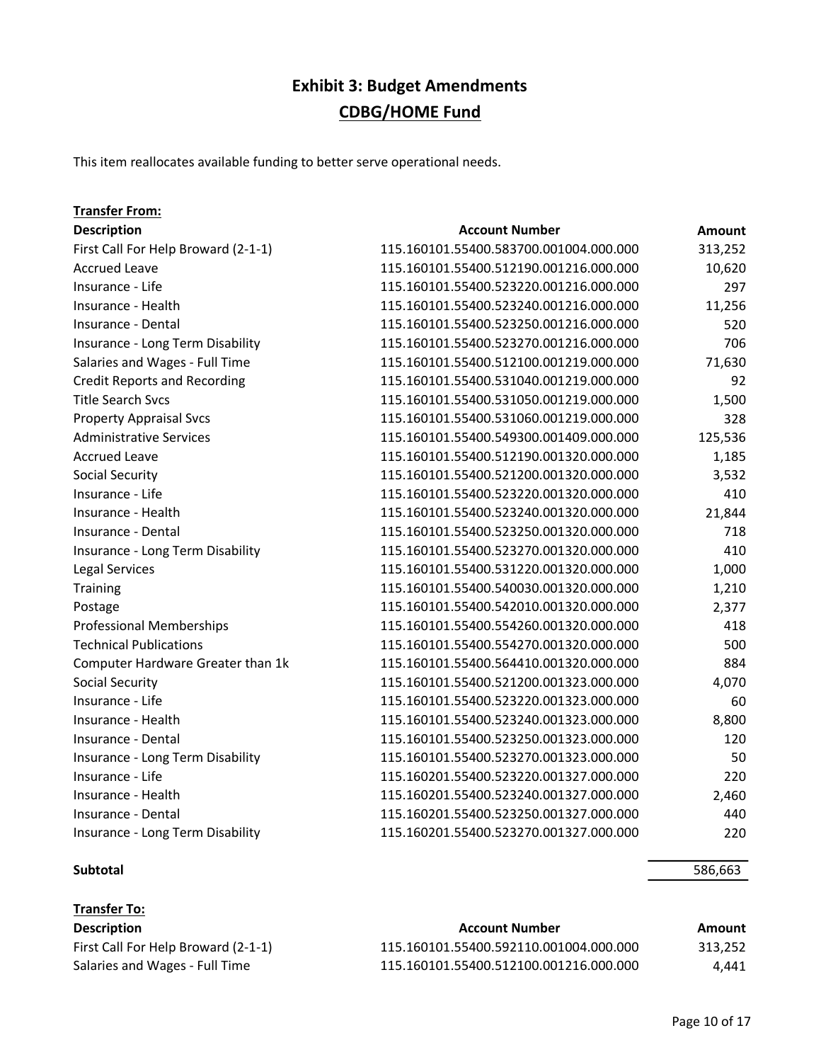# Exhibit 3: Budget Amendments

## CDBG/HOME Fund

This item reallocates available funding to better serve operational needs.

**Transfer From:**

| Description | Account Number | Amount |
| --- | --- | --- |
| First Call For Help Broward (2-1-1) | 115.160101.55400.583700.001004.000.000 | 313,252 |
| Accrued Leave | 115.160101.55400.512190.001216.000.000 | 10,620 |
| Insurance - Life | 115.160101.55400.523220.001216.000.000 | 297 |
| Insurance - Health | 115.160101.55400.523240.001216.000.000 | 11,256 |
| Insurance - Dental | 115.160101.55400.523250.001216.000.000 | 520 |
| Insurance - Long Term Disability | 115.160101.55400.523270.001216.000.000 | 706 |
| Salaries and Wages - Full Time | 115.160101.55400.512100.001219.000.000 | 71,630 |
| Credit Reports and Recording | 115.160101.55400.531040.001219.000.000 | 92 |
| Title Search Svcs | 115.160101.55400.531050.001219.000.000 | 1,500 |
| Property Appraisal Svcs | 115.160101.55400.531060.001219.000.000 | 328 |
| Administrative Services | 115.160101.55400.549300.001409.000.000 | 125,536 |
| Accrued Leave | 115.160101.55400.512190.001320.000.000 | 1,185 |
| Social Security | 115.160101.55400.521200.001320.000.000 | 3,532 |
| Insurance - Life | 115.160101.55400.523220.001320.000.000 | 410 |
| Insurance - Health | 115.160101.55400.523240.001320.000.000 | 21,844 |
| Insurance - Dental | 115.160101.55400.523250.001320.000.000 | 718 |
| Insurance - Long Term Disability | 115.160101.55400.523270.001320.000.000 | 410 |
| Legal Services | 115.160101.55400.531220.001320.000.000 | 1,000 |
| Training | 115.160101.55400.540030.001320.000.000 | 1,210 |
| Postage | 115.160101.55400.542010.001320.000.000 | 2,377 |
| Professional Memberships | 115.160101.55400.554260.001320.000.000 | 418 |
| Technical Publications | 115.160101.55400.554270.001320.000.000 | 500 |
| Computer Hardware Greater than 1k | 115.160101.55400.564410.001320.000.000 | 884 |
| Social Security | 115.160101.55400.521200.001323.000.000 | 4,070 |
| Insurance - Life | 115.160101.55400.523220.001323.000.000 | 60 |
| Insurance - Health | 115.160101.55400.523240.001323.000.000 | 8,800 |
| Insurance - Dental | 115.160101.55400.523250.001323.000.000 | 120 |
| Insurance - Long Term Disability | 115.160101.55400.523270.001323.000.000 | 50 |
| Insurance - Life | 115.160201.55400.523220.001327.000.000 | 220 |
| Insurance - Health | 115.160201.55400.523240.001327.000.000 | 2,460 |
| Insurance - Dental | 115.160201.55400.523250.001327.000.000 | 440 |
| Insurance - Long Term Disability | 115.160201.55400.523270.001327.000.000 | 220 |
| **Subtotal** | | 586,663 |

**Transfer To:**

| Description | Account Number | Amount |
| --- | --- | --- |
| First Call For Help Broward (2-1-1) | 115.160101.55400.592110.001004.000.000 | 313,252 |
| Salaries and Wages - Full Time | 115.160101.55400.512100.001216.000.000 | 4,441 |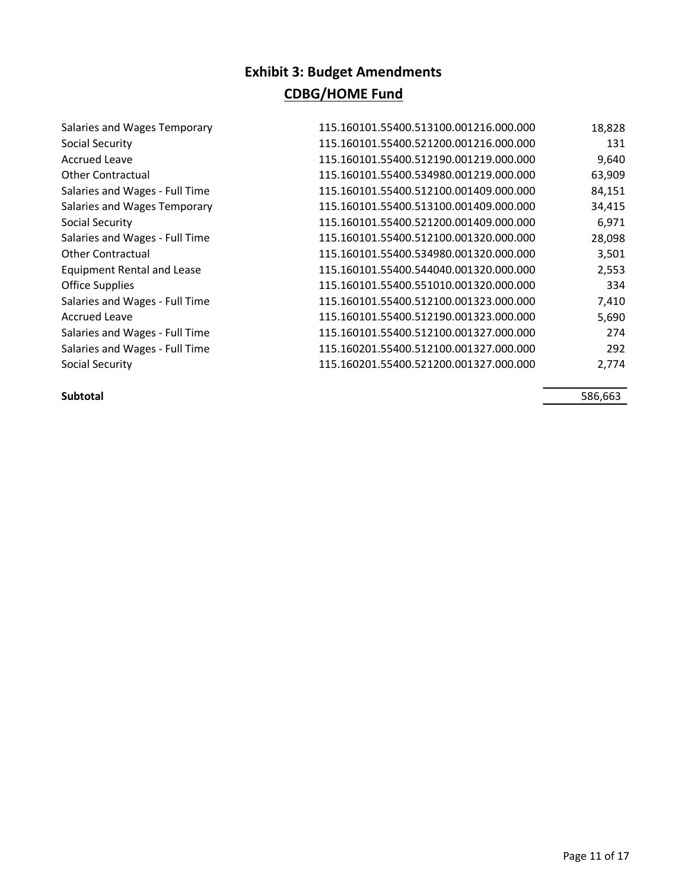## Exhibit 3: Budget Amendments

## CDBG/HOME Fund

| | | |
|---|---|---|
| Salaries and Wages Temporary | 115.160101.55400.513100.001216.000.000 | 18,828 |
| Social Security | 115.160101.55400.521200.001216.000.000 | 131 |
| Accrued Leave | 115.160101.55400.512190.001219.000.000 | 9,640 |
| Other Contractual | 115.160101.55400.534980.001219.000.000 | 63,909 |
| Salaries and Wages - Full Time | 115.160101.55400.512100.001409.000.000 | 84,151 |
| Salaries and Wages Temporary | 115.160101.55400.513100.001409.000.000 | 34,415 |
| Social Security | 115.160101.55400.521200.001409.000.000 | 6,971 |
| Salaries and Wages - Full Time | 115.160101.55400.512100.001320.000.000 | 28,098 |
| Other Contractual | 115.160101.55400.534980.001320.000.000 | 3,501 |
| Equipment Rental and Lease | 115.160101.55400.544040.001320.000.000 | 2,553 |
| Office Supplies | 115.160101.55400.551010.001320.000.000 | 334 |
| Salaries and Wages - Full Time | 115.160101.55400.512100.001323.000.000 | 7,410 |
| Accrued Leave | 115.160101.55400.512190.001323.000.000 | 5,690 |
| Salaries and Wages - Full Time | 115.160101.55400.512100.001327.000.000 | 274 |
| Salaries and Wages - Full Time | 115.160201.55400.512100.001327.000.000 | 292 |
| Social Security | 115.160201.55400.521200.001327.000.000 | 2,774 |
| **Subtotal** | | 586,663 |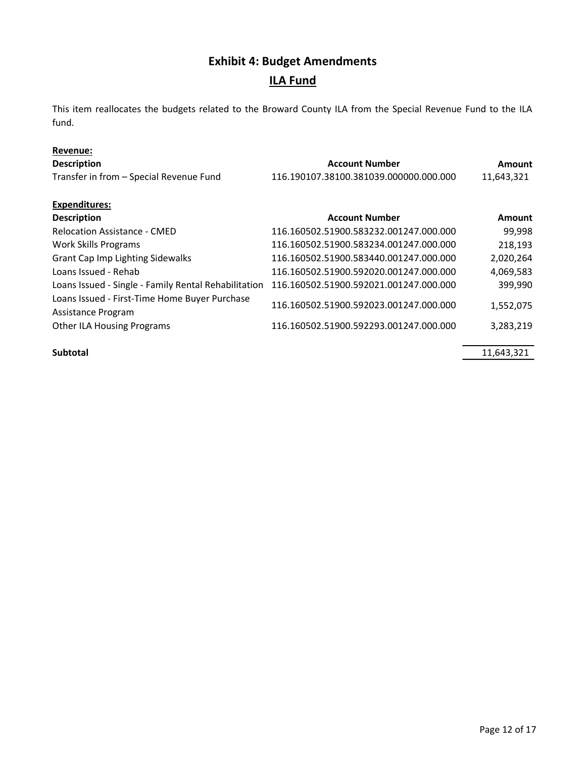# Exhibit 4: Budget Amendments

## ILA Fund

This item reallocates the budgets related to the Broward County ILA from the Special Revenue Fund to the ILA fund.

**Revenue:**

| Description | Account Number | Amount |
|---|---|---|
| Transfer in from – Special Revenue Fund | 116.190107.38100.381039.000000.000.000 | 11,643,321 |

**Expenditures:**

| Description | Account Number | Amount |
|---|---|---|
| Relocation Assistance - CMED | 116.160502.51900.583232.001247.000.000 | 99,998 |
| Work Skills Programs | 116.160502.51900.583234.001247.000.000 | 218,193 |
| Grant Cap Imp Lighting Sidewalks | 116.160502.51900.583440.001247.000.000 | 2,020,264 |
| Loans Issued - Rehab | 116.160502.51900.592020.001247.000.000 | 4,069,583 |
| Loans Issued - Single - Family Rental Rehabilitation | 116.160502.51900.592021.001247.000.000 | 399,990 |
| Loans Issued - First-Time Home Buyer Purchase Assistance Program | 116.160502.51900.592023.001247.000.000 | 1,552,075 |
| Other ILA Housing Programs | 116.160502.51900.592293.001247.000.000 | 3,283,219 |
| **Subtotal** | | 11,643,321 |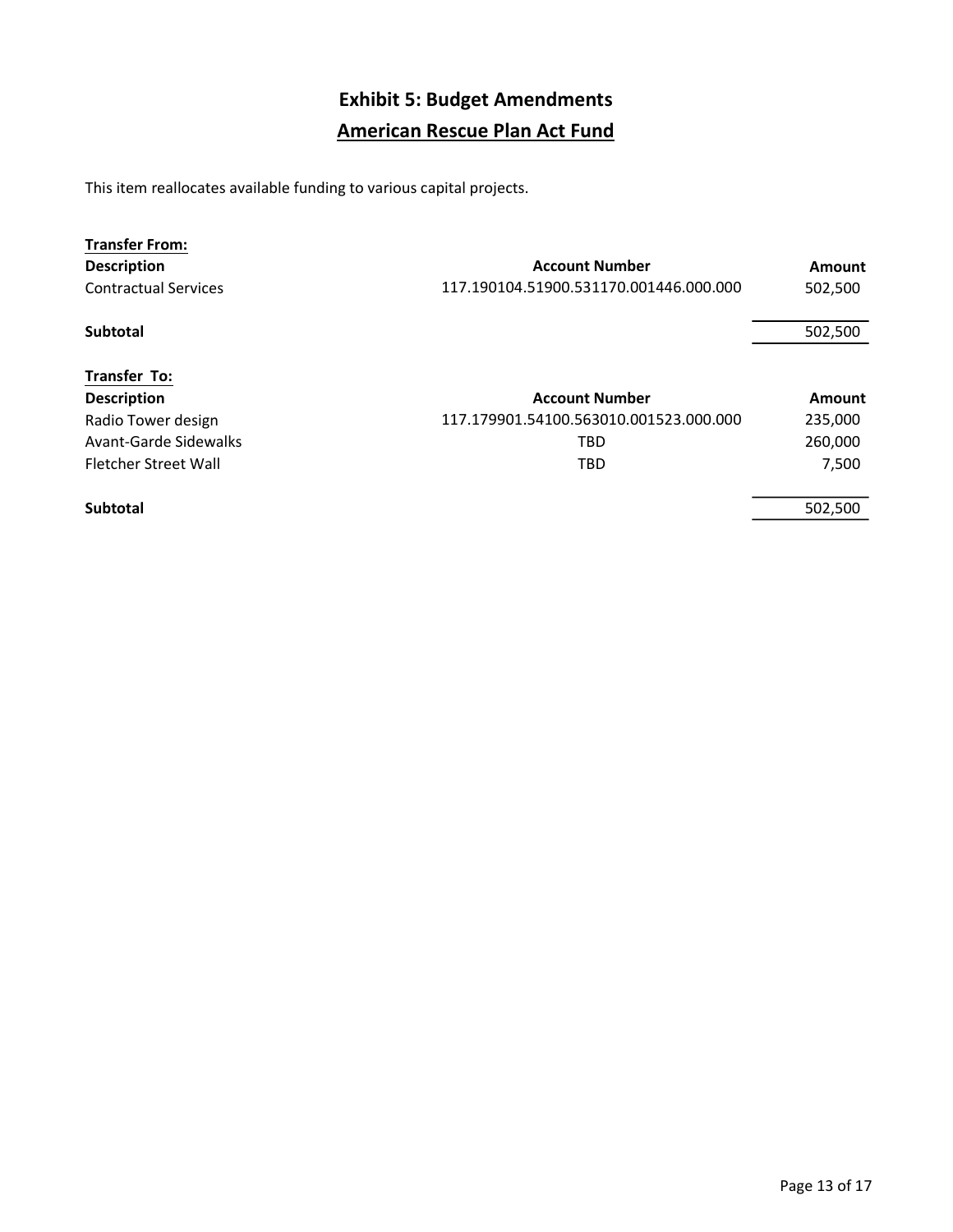# Exhibit 5: Budget Amendments

## American Rescue Plan Act Fund

This item reallocates available funding to various capital projects.

**Transfer From:**

| Description | Account Number | Amount |
|---|---|---|
| Contractual Services | 117.190104.51900.531170.001446.000.000 | 502,500 |
| **Subtotal** | | 502,500 |

**Transfer To:**

| Description | Account Number | Amount |
|---|---|---|
| Radio Tower design | 117.179901.54100.563010.001523.000.000 | 235,000 |
| Avant-Garde Sidewalks | TBD | 260,000 |
| Fletcher Street Wall | TBD | 7,500 |
| **Subtotal** | | 502,500 |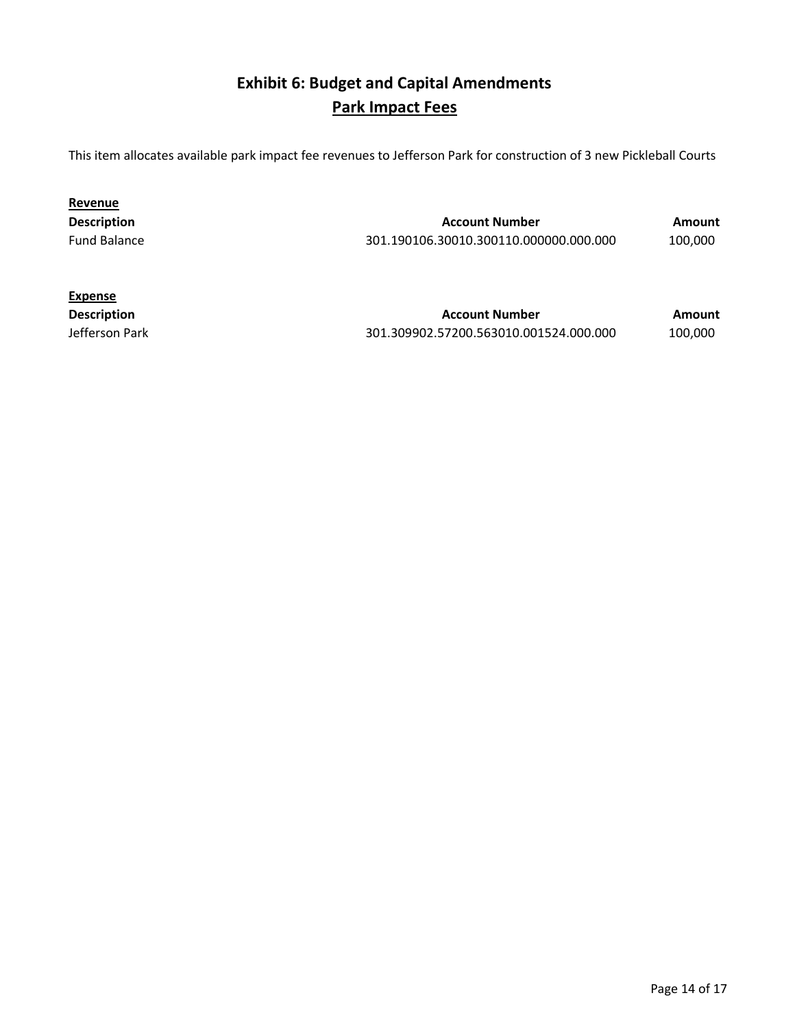# Exhibit 6: Budget and Capital Amendments

## Park Impact Fees

This item allocates available park impact fee revenues to Jefferson Park for construction of 3 new Pickleball Courts

**Revenue**

| Description | Account Number | Amount |
| --- | --- | --- |
| Fund Balance | 301.190106.30010.300110.000000.000.000 | 100,000 |

**Expense**

| Description | Account Number | Amount |
| --- | --- | --- |
| Jefferson Park | 301.309902.57200.563010.001524.000.000 | 100,000 |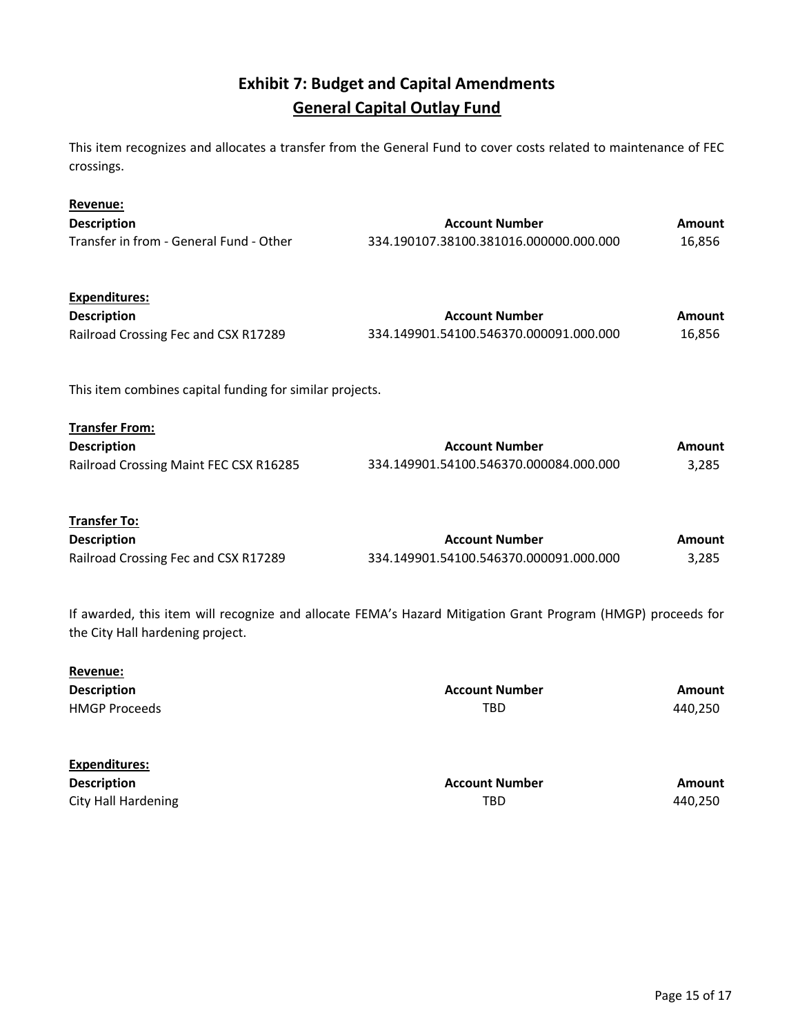# Exhibit 7: Budget and Capital Amendments

## General Capital Outlay Fund

This item recognizes and allocates a transfer from the General Fund to cover costs related to maintenance of FEC crossings.

**Revenue:**

| Description | Account Number | Amount |
|---|---|---|
| Transfer in from - General Fund - Other | 334.190107.38100.381016.000000.000.000 | 16,856 |

**Expenditures:**

| Description | Account Number | Amount |
|---|---|---|
| Railroad Crossing Fec and CSX R17289 | 334.149901.54100.546370.000091.000.000 | 16,856 |

This item combines capital funding for similar projects.

**Transfer From:**

| Description | Account Number | Amount |
|---|---|---|
| Railroad Crossing Maint FEC CSX R16285 | 334.149901.54100.546370.000084.000.000 | 3,285 |

**Transfer To:**

| Description | Account Number | Amount |
|---|---|---|
| Railroad Crossing Fec and CSX R17289 | 334.149901.54100.546370.000091.000.000 | 3,285 |

If awarded, this item will recognize and allocate FEMA's Hazard Mitigation Grant Program (HMGP) proceeds for the City Hall hardening project.

**Revenue:**

| Description | Account Number | Amount |
|---|---|---|
| HMGP Proceeds | TBD | 440,250 |

**Expenditures:**

| Description | Account Number | Amount |
|---|---|---|
| City Hall Hardening | TBD | 440,250 |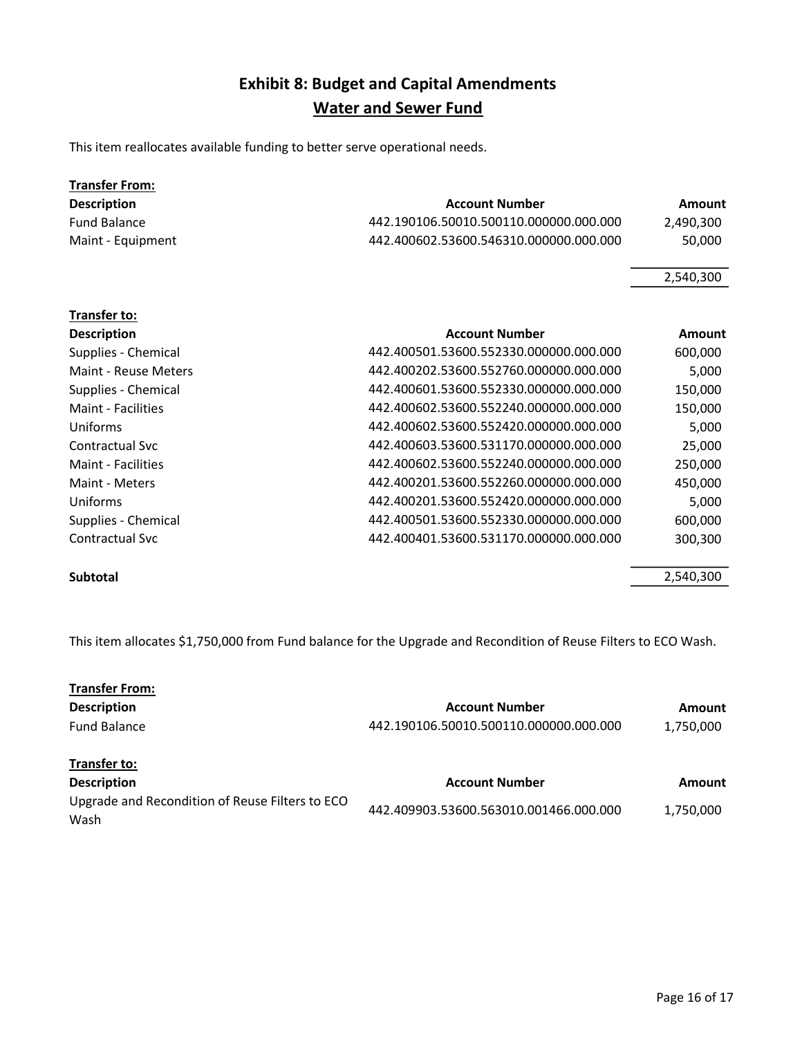# Exhibit 8: Budget and Capital Amendments

## Water and Sewer Fund

This item reallocates available funding to better serve operational needs.

**Transfer From:**

| Description | Account Number | Amount |
|---|---|---|
| Fund Balance | 442.190106.50010.500110.000000.000.000 | 2,490,300 |
| Maint - Equipment | 442.400602.53600.546310.000000.000.000 | 50,000 |
| | | 2,540,300 |

**Transfer to:**

| Description | Account Number | Amount |
|---|---|---|
| Supplies - Chemical | 442.400501.53600.552330.000000.000.000 | 600,000 |
| Maint - Reuse Meters | 442.400202.53600.552760.000000.000.000 | 5,000 |
| Supplies - Chemical | 442.400601.53600.552330.000000.000.000 | 150,000 |
| Maint - Facilities | 442.400602.53600.552240.000000.000.000 | 150,000 |
| Uniforms | 442.400602.53600.552420.000000.000.000 | 5,000 |
| Contractual Svc | 442.400603.53600.531170.000000.000.000 | 25,000 |
| Maint - Facilities | 442.400602.53600.552240.000000.000.000 | 250,000 |
| Maint - Meters | 442.400201.53600.552260.000000.000.000 | 450,000 |
| Uniforms | 442.400201.53600.552420.000000.000.000 | 5,000 |
| Supplies - Chemical | 442.400501.53600.552330.000000.000.000 | 600,000 |
| Contractual Svc | 442.400401.53600.531170.000000.000.000 | 300,300 |
| **Subtotal** | | 2,540,300 |

This item allocates $1,750,000 from Fund balance for the Upgrade and Recondition of Reuse Filters to ECO Wash.

**Transfer From:**

| Description | Account Number | Amount |
|---|---|---|
| Fund Balance | 442.190106.50010.500110.000000.000.000 | 1,750,000 |

**Transfer to:**

| Description | Account Number | Amount |
|---|---|---|
| Upgrade and Recondition of Reuse Filters to ECO Wash | 442.409903.53600.563010.001466.000.000 | 1,750,000 |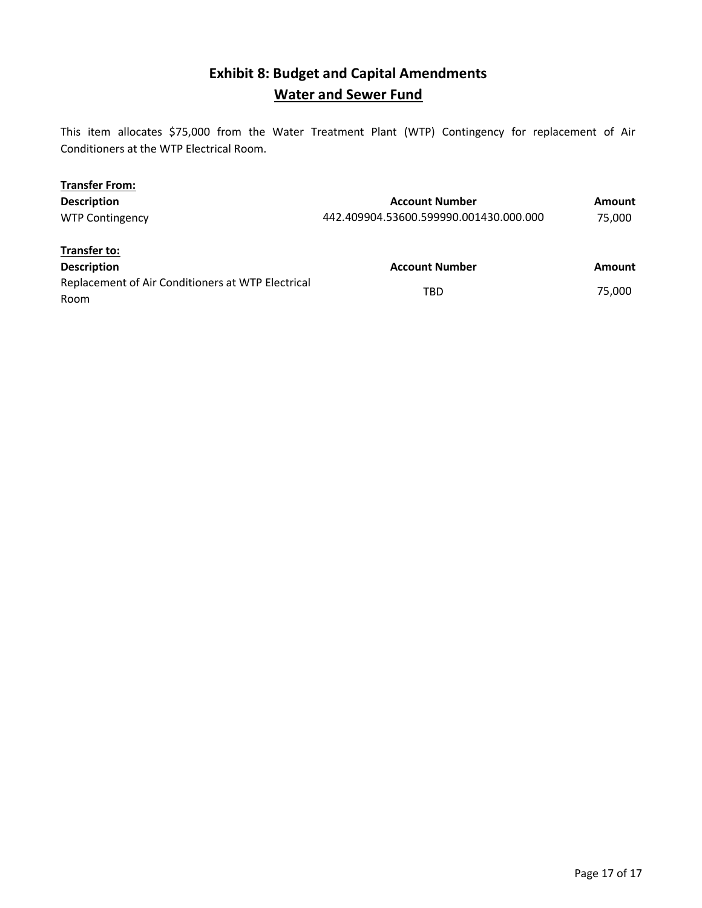# Exhibit 8: Budget and Capital Amendments

## Water and Sewer Fund

This item allocates $75,000 from the Water Treatment Plant (WTP) Contingency for replacement of Air Conditioners at the WTP Electrical Room.

**Transfer From:**

| Description | Account Number | Amount |
|---|---|---|
| WTP Contingency | 442.409904.53600.599990.001430.000.000 | 75,000 |

**Transfer to:**

| Description | Account Number | Amount |
|---|---|---|
| Replacement of Air Conditioners at WTP Electrical Room | TBD | 75,000 |